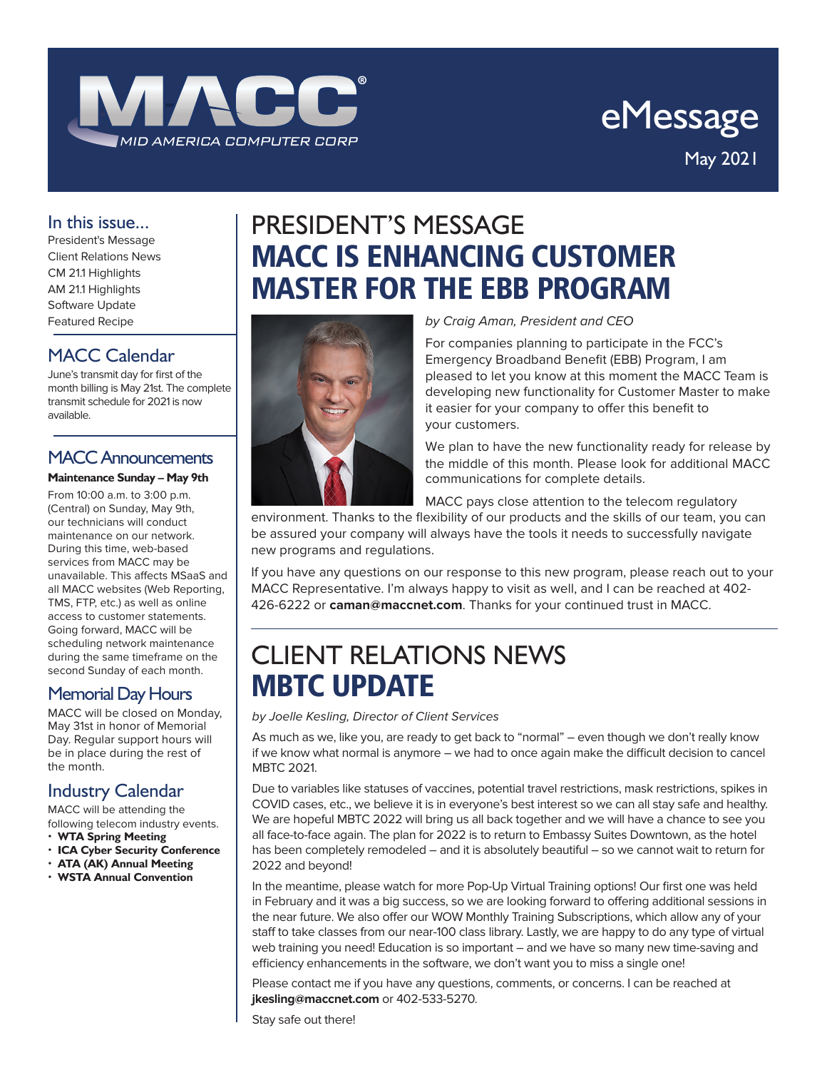# MACC eMessage

May 2021

## In this issue...

- President's Message
- Client Relations News
- CM 21.1 Highlights
- AM 21.1 Highlights
- Software Update
- Featured Recipe

## MACC Calendar

June's transmit day for first of the month billing is May 21st. The complete transmit schedule for 2021 is now available.

## MACC Announcements

**Maintenance Sunday – May 9th**

From 10:00 a.m. to 3:00 p.m. (Central) on Sunday, May 9th, our technicians will conduct maintenance on our network. During this time, web-based services from MACC may be unavailable. This affects MSaaS and all MACC websites (Web Reporting, TMS, FTP, etc.) as well as online access to customer statements. Going forward, MACC will be scheduling network maintenance during the same timeframe on the second Sunday of each month.

## Memorial Day Hours

MACC will be closed on Monday, May 31st in honor of Memorial Day. Regular support hours will be in place during the rest of the month.

## Industry Calendar

MACC will be attending the following telecom industry events.

- **WTA Spring Meeting**
- **ICA Cyber Security Conference**
- **ATA (AK) Annual Meeting**
- **WSTA Annual Convention**

# PRESIDENT'S MESSAGE
## MACC IS ENHANCING CUSTOMER MASTER FOR THE EBB PROGRAM

*by Craig Aman, President and CEO*

For companies planning to participate in the FCC's Emergency Broadband Benefit (EBB) Program, I am pleased to let you know at this moment the MACC Team is developing new functionality for Customer Master to make it easier for your company to offer this benefit to your customers.

We plan to have the new functionality ready for release by the middle of this month. Please look for additional MACC communications for complete details.

MACC pays close attention to the telecom regulatory environment. Thanks to the flexibility of our products and the skills of our team, you can be assured your company will always have the tools it needs to successfully navigate new programs and regulations.

If you have any questions on our response to this new program, please reach out to your MACC Representative. I'm always happy to visit as well, and I can be reached at 402-426-6222 or **caman@maccnet.com**. Thanks for your continued trust in MACC.

# CLIENT RELATIONS NEWS
## MBTC UPDATE

*by Joelle Kesling, Director of Client Services*

As much as we, like you, are ready to get back to "normal" – even though we don't really know if we know what normal is anymore – we had to once again make the difficult decision to cancel MBTC 2021.

Due to variables like statuses of vaccines, potential travel restrictions, mask restrictions, spikes in COVID cases, etc., we believe it is in everyone's best interest so we can all stay safe and healthy. We are hopeful MBTC 2022 will bring us all back together and we will have a chance to see you all face-to-face again. The plan for 2022 is to return to Embassy Suites Downtown, as the hotel has been completely remodeled – and it is absolutely beautiful – so we cannot wait to return for 2022 and beyond!

In the meantime, please watch for more Pop-Up Virtual Training options! Our first one was held in February and it was a big success, so we are looking forward to offering additional sessions in the near future. We also offer our WOW Monthly Training Subscriptions, which allow any of your staff to take classes from our near-100 class library. Lastly, we are happy to do any type of virtual web training you need! Education is so important – and we have so many new time-saving and efficiency enhancements in the software, we don't want you to miss a single one!

Please contact me if you have any questions, comments, or concerns. I can be reached at **jkesling@maccnet.com** or 402-533-5270.

Stay safe out there!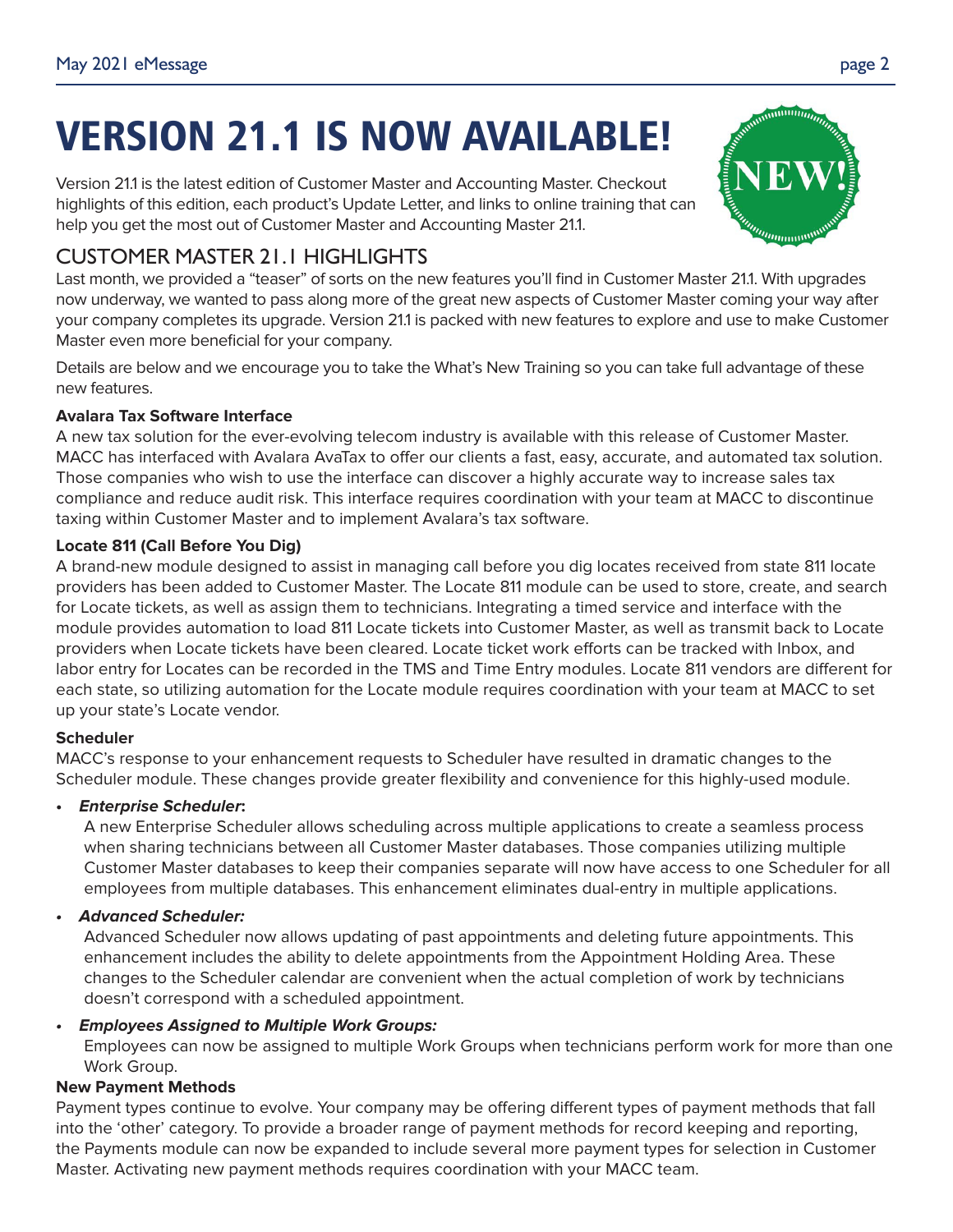# VERSION 21.1 IS NOW AVAILABLE!

Version 21.1 is the latest edition of Customer Master and Accounting Master. Checkout highlights of this edition, each product's Update Letter, and links to online training that can help you get the most out of Customer Master and Accounting Master 21.1.

## CUSTOMER MASTER 21.1 HIGHLIGHTS

Last month, we provided a "teaser" of sorts on the new features you'll find in Customer Master 21.1. With upgrades now underway, we wanted to pass along more of the great new aspects of Customer Master coming your way after your company completes its upgrade. Version 21.1 is packed with new features to explore and use to make Customer Master even more beneficial for your company.

Details are below and we encourage you to take the What's New Training so you can take full advantage of these new features.

**Avalara Tax Software Interface**

A new tax solution for the ever-evolving telecom industry is available with this release of Customer Master. MACC has interfaced with Avalara AvaTax to offer our clients a fast, easy, accurate, and automated tax solution. Those companies who wish to use the interface can discover a highly accurate way to increase sales tax compliance and reduce audit risk. This interface requires coordination with your team at MACC to discontinue taxing within Customer Master and to implement Avalara's tax software.

**Locate 811 (Call Before You Dig)**

A brand-new module designed to assist in managing call before you dig locates received from state 811 locate providers has been added to Customer Master. The Locate 811 module can be used to store, create, and search for Locate tickets, as well as assign them to technicians. Integrating a timed service and interface with the module provides automation to load 811 Locate tickets into Customer Master, as well as transmit back to Locate providers when Locate tickets have been cleared. Locate ticket work efforts can be tracked with Inbox, and labor entry for Locates can be recorded in the TMS and Time Entry modules. Locate 811 vendors are different for each state, so utilizing automation for the Locate module requires coordination with your team at MACC to set up your state's Locate vendor.

**Scheduler**

MACC's response to your enhancement requests to Scheduler have resulted in dramatic changes to the Scheduler module. These changes provide greater flexibility and convenience for this highly-used module.

- ***Enterprise Scheduler*:**
  A new Enterprise Scheduler allows scheduling across multiple applications to create a seamless process when sharing technicians between all Customer Master databases. Those companies utilizing multiple Customer Master databases to keep their companies separate will now have access to one Scheduler for all employees from multiple databases. This enhancement eliminates dual-entry in multiple applications.
- ***Advanced Scheduler:***
  Advanced Scheduler now allows updating of past appointments and deleting future appointments. This enhancement includes the ability to delete appointments from the Appointment Holding Area. These changes to the Scheduler calendar are convenient when the actual completion of work by technicians doesn't correspond with a scheduled appointment.
- ***Employees Assigned to Multiple Work Groups:***
  Employees can now be assigned to multiple Work Groups when technicians perform work for more than one Work Group.

**New Payment Methods**

Payment types continue to evolve. Your company may be offering different types of payment methods that fall into the 'other' category. To provide a broader range of payment methods for record keeping and reporting, the Payments module can now be expanded to include several more payment types for selection in Customer Master. Activating new payment methods requires coordination with your MACC team.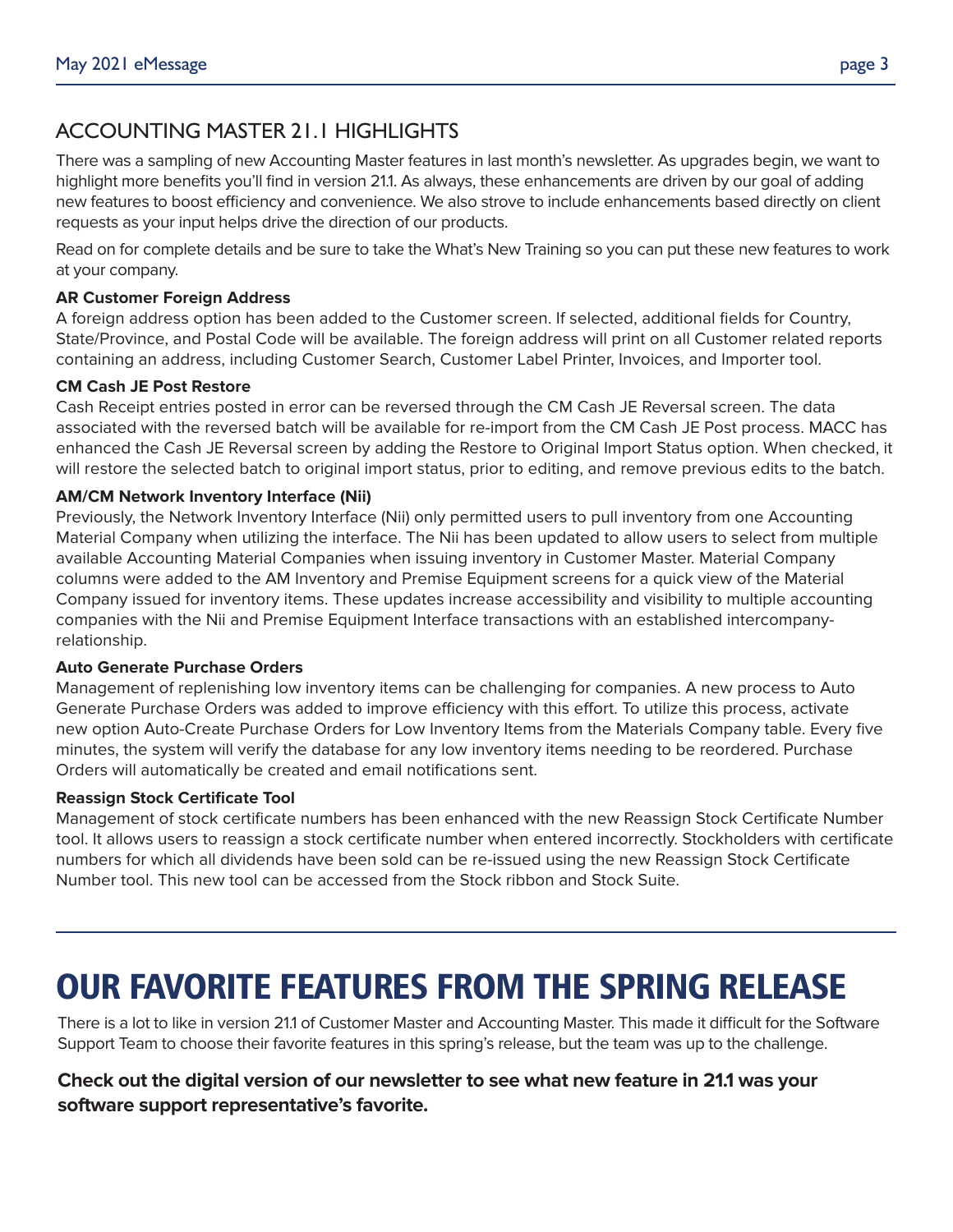## ACCOUNTING MASTER 21.1 HIGHLIGHTS

There was a sampling of new Accounting Master features in last month's newsletter. As upgrades begin, we want to highlight more benefits you'll find in version 21.1. As always, these enhancements are driven by our goal of adding new features to boost efficiency and convenience. We also strove to include enhancements based directly on client requests as your input helps drive the direction of our products.

Read on for complete details and be sure to take the What's New Training so you can put these new features to work at your company.

**AR Customer Foreign Address**
A foreign address option has been added to the Customer screen. If selected, additional fields for Country, State/Province, and Postal Code will be available. The foreign address will print on all Customer related reports containing an address, including Customer Search, Customer Label Printer, Invoices, and Importer tool.

**CM Cash JE Post Restore**
Cash Receipt entries posted in error can be reversed through the CM Cash JE Reversal screen. The data associated with the reversed batch will be available for re-import from the CM Cash JE Post process. MACC has enhanced the Cash JE Reversal screen by adding the Restore to Original Import Status option. When checked, it will restore the selected batch to original import status, prior to editing, and remove previous edits to the batch.

**AM/CM Network Inventory Interface (Nii)**
Previously, the Network Inventory Interface (Nii) only permitted users to pull inventory from one Accounting Material Company when utilizing the interface. The Nii has been updated to allow users to select from multiple available Accounting Material Companies when issuing inventory in Customer Master. Material Company columns were added to the AM Inventory and Premise Equipment screens for a quick view of the Material Company issued for inventory items. These updates increase accessibility and visibility to multiple accounting companies with the Nii and Premise Equipment Interface transactions with an established intercompany-relationship.

**Auto Generate Purchase Orders**
Management of replenishing low inventory items can be challenging for companies. A new process to Auto Generate Purchase Orders was added to improve efficiency with this effort. To utilize this process, activate new option Auto-Create Purchase Orders for Low Inventory Items from the Materials Company table. Every five minutes, the system will verify the database for any low inventory items needing to be reordered. Purchase Orders will automatically be created and email notifications sent.

**Reassign Stock Certificate Tool**
Management of stock certificate numbers has been enhanced with the new Reassign Stock Certificate Number tool. It allows users to reassign a stock certificate number when entered incorrectly. Stockholders with certificate numbers for which all dividends have been sold can be re-issued using the new Reassign Stock Certificate Number tool. This new tool can be accessed from the Stock ribbon and Stock Suite.

# OUR FAVORITE FEATURES FROM THE SPRING RELEASE

There is a lot to like in version 21.1 of Customer Master and Accounting Master. This made it difficult for the Software Support Team to choose their favorite features in this spring's release, but the team was up to the challenge.

**Check out the digital version of our newsletter to see what new feature in 21.1 was your software support representative's favorite.**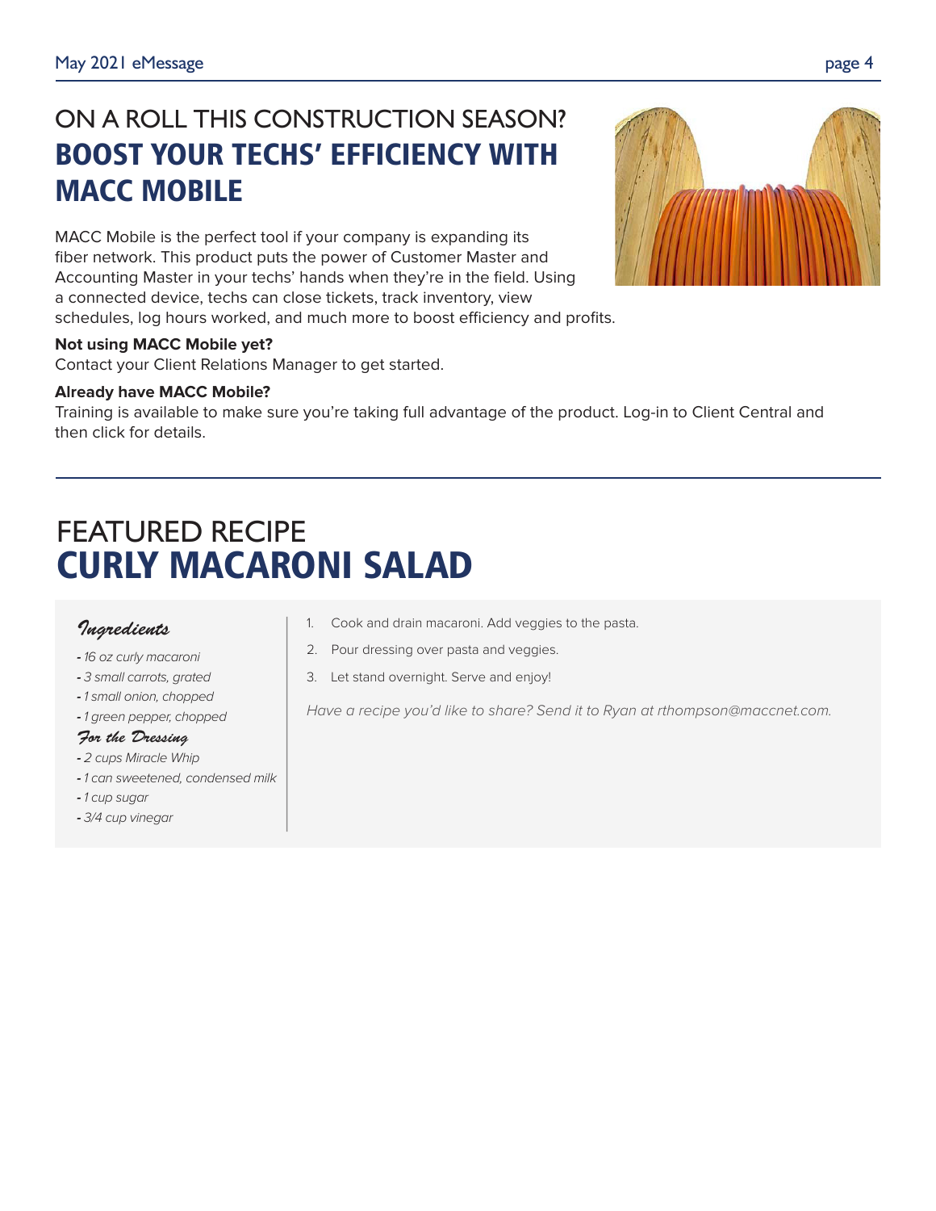# ON A ROLL THIS CONSTRUCTION SEASON?
## BOOST YOUR TECHS' EFFICIENCY WITH MACC MOBILE

MACC Mobile is the perfect tool if your company is expanding its fiber network. This product puts the power of Customer Master and Accounting Master in your techs' hands when they're in the field. Using a connected device, techs can close tickets, track inventory, view schedules, log hours worked, and much more to boost efficiency and profits.

**Not using MACC Mobile yet?**
Contact your Client Relations Manager to get started.

**Already have MACC Mobile?**
Training is available to make sure you're taking full advantage of the product. Log-in to Client Central and then click for details.

---

# FEATURED RECIPE
## CURLY MACARONI SALAD

### *Ingredients*

- *16 oz curly macaroni*
- *3 small carrots, grated*
- *1 small onion, chopped*
- *1 green pepper, chopped*

### *For the Dressing*

- *2 cups Miracle Whip*
- *1 can sweetened, condensed milk*
- *1 cup sugar*
- *3/4 cup vinegar*

1. Cook and drain macaroni. Add veggies to the pasta.
2. Pour dressing over pasta and veggies.
3. Let stand overnight. Serve and enjoy!

*Have a recipe you'd like to share? Send it to Ryan at rthompson@maccnet.com.*